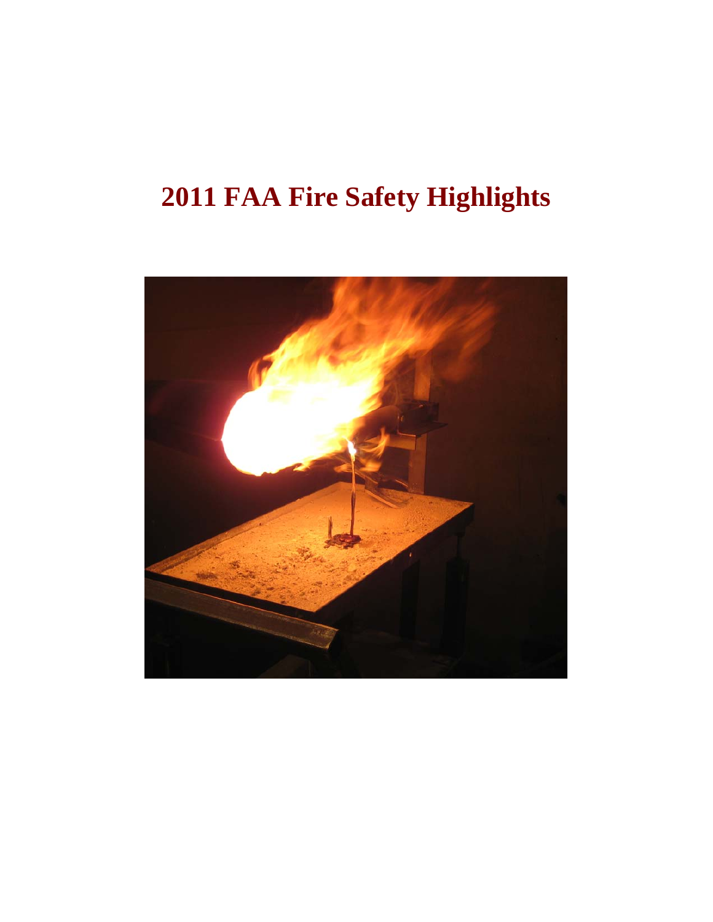# 2011 FAA Fire Safety Highlights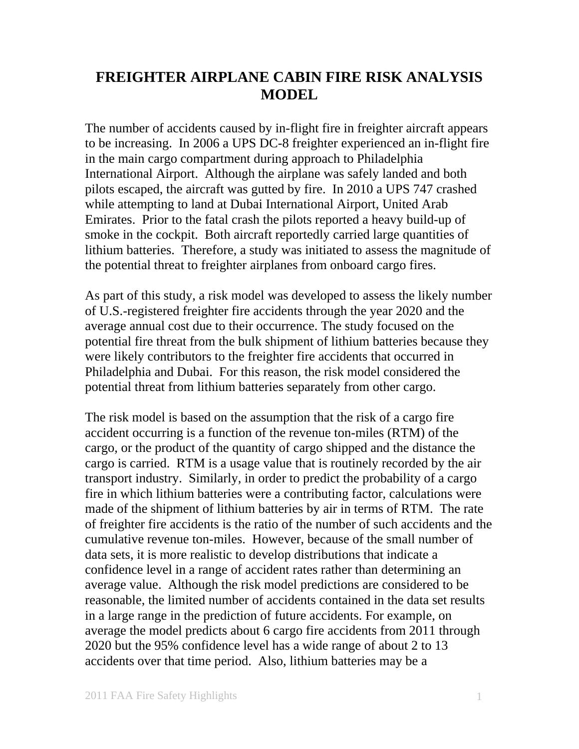# FREIGHTER AIRPLANE CABIN FIRE RISK ANALYSIS MODEL

The number of accidents caused by in-flight fire in freighter aircraft appears to be increasing. In 2006 a UPS DC-8 freighter experienced an in-flight fire in the main cargo compartment during approach to Philadelphia International Airport. Although the airplane was safely landed and both pilots escaped, the aircraft was gutted by fire. In 2010 a UPS 747 crashed while attempting to land at Dubai International Airport, United Arab Emirates. Prior to the fatal crash the pilots reported a heavy build-up of smoke in the cockpit. Both aircraft reportedly carried large quantities of lithium batteries. Therefore, a study was initiated to assess the magnitude of the potential threat to freighter airplanes from onboard cargo fires.

As part of this study, a risk model was developed to assess the likely number of U.S.-registered freighter fire accidents through the year 2020 and the average annual cost due to their occurrence. The study focused on the potential fire threat from the bulk shipment of lithium batteries because they were likely contributors to the freighter fire accidents that occurred in Philadelphia and Dubai. For this reason, the risk model considered the potential threat from lithium batteries separately from other cargo.

The risk model is based on the assumption that the risk of a cargo fire accident occurring is a function of the revenue ton-miles (RTM) of the cargo, or the product of the quantity of cargo shipped and the distance the cargo is carried. RTM is a usage value that is routinely recorded by the air transport industry. Similarly, in order to predict the probability of a cargo fire in which lithium batteries were a contributing factor, calculations were made of the shipment of lithium batteries by air in terms of RTM. The rate of freighter fire accidents is the ratio of the number of such accidents and the cumulative revenue ton-miles. However, because of the small number of data sets, it is more realistic to develop distributions that indicate a confidence level in a range of accident rates rather than determining an average value. Although the risk model predictions are considered to be reasonable, the limited number of accidents contained in the data set results in a large range in the prediction of future accidents. For example, on average the model predicts about 6 cargo fire accidents from 2011 through 2020 but the 95% confidence level has a wide range of about 2 to 13 accidents over that time period. Also, lithium batteries may be a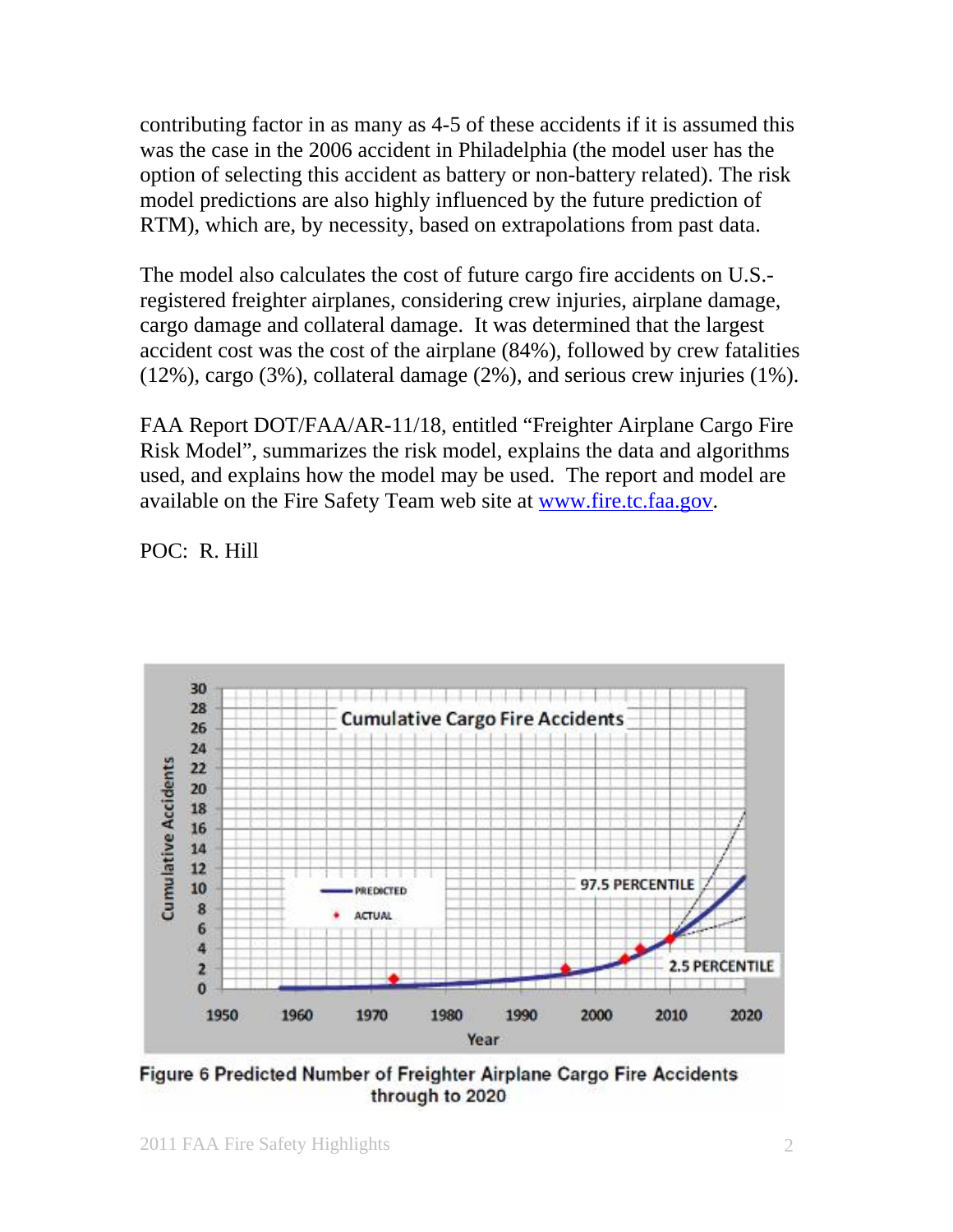contributing factor in as many as 4-5 of these accidents if it is assumed this was the case in the 2006 accident in Philadelphia (the model user has the option of selecting this accident as battery or non-battery related). The risk model predictions are also highly influenced by the future prediction of RTM), which are, by necessity, based on extrapolations from past data.

The model also calculates the cost of future cargo fire accidents on U.S.-registered freighter airplanes, considering crew injuries, airplane damage, cargo damage and collateral damage. It was determined that the largest accident cost was the cost of the airplane (84%), followed by crew fatalities (12%), cargo (3%), collateral damage (2%), and serious crew injuries (1%).

FAA Report DOT/FAA/AR-11/18, entitled "Freighter Airplane Cargo Fire Risk Model", summarizes the risk model, explains the data and algorithms used, and explains how the model may be used. The report and model are available on the Fire Safety Team web site at [www.fire.tc.faa.gov](http://www.fire.tc.faa.gov).

POC: R. Hill

**Figure 6 Predicted Number of Freighter Airplane Cargo Fire Accidents through to 2020**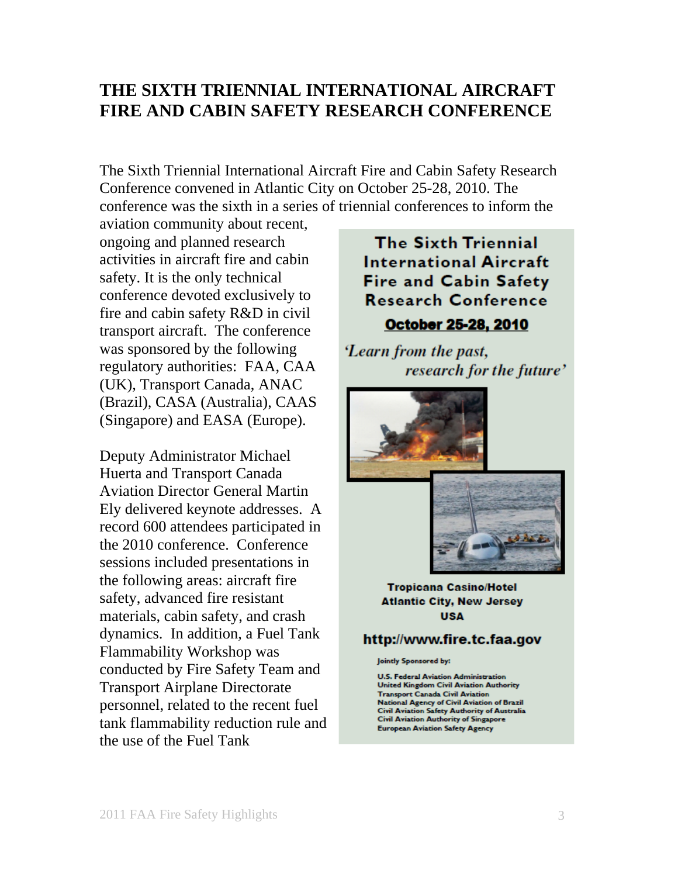# THE SIXTH TRIENNIAL INTERNATIONAL AIRCRAFT FIRE AND CABIN SAFETY RESEARCH CONFERENCE

The Sixth Triennial International Aircraft Fire and Cabin Safety Research Conference convened in Atlantic City on October 25-28, 2010. The conference was the sixth in a series of triennial conferences to inform the aviation community about recent, ongoing and planned research activities in aircraft fire and cabin safety. It is the only technical conference devoted exclusively to fire and cabin safety R&D in civil transport aircraft. The conference was sponsored by the following regulatory authorities: FAA, CAA (UK), Transport Canada, ANAC (Brazil), CASA (Australia), CAAS (Singapore) and EASA (Europe).

Deputy Administrator Michael Huerta and Transport Canada Aviation Director General Martin Ely delivered keynote addresses. A record 600 attendees participated in the 2010 conference. Conference sessions included presentations in the following areas: aircraft fire safety, advanced fire resistant materials, cabin safety, and crash dynamics. In addition, a Fuel Tank Flammability Workshop was conducted by Fire Safety Team and Transport Airplane Directorate personnel, related to the recent fuel tank flammability reduction rule and the use of the Fuel Tank

**The Sixth Triennial International Aircraft Fire and Cabin Safety Research Conference**

**October 25-28, 2010**

*'Learn from the past, research for the future'*

**Tropicana Casino/Hotel**
**Atlantic City, New Jersey**
**USA**

**http://www.fire.tc.faa.gov**

Jointly Sponsored by:

U.S. Federal Aviation Administration
United Kingdom Civil Aviation Authority
Transport Canada Civil Aviation
National Agency of Civil Aviation of Brazil
Civil Aviation Safety Authority of Australia
Civil Aviation Authority of Singapore
European Aviation Safety Agency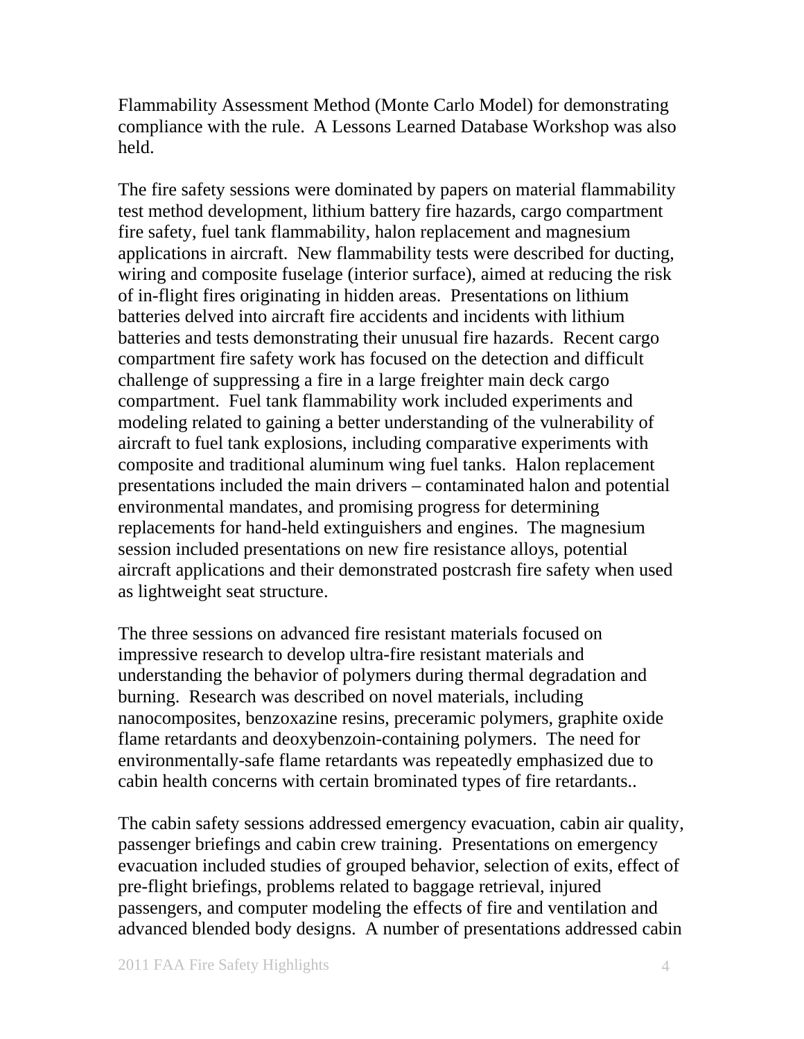Flammability Assessment Method (Monte Carlo Model) for demonstrating compliance with the rule. A Lessons Learned Database Workshop was also held.

The fire safety sessions were dominated by papers on material flammability test method development, lithium battery fire hazards, cargo compartment fire safety, fuel tank flammability, halon replacement and magnesium applications in aircraft. New flammability tests were described for ducting, wiring and composite fuselage (interior surface), aimed at reducing the risk of in-flight fires originating in hidden areas. Presentations on lithium batteries delved into aircraft fire accidents and incidents with lithium batteries and tests demonstrating their unusual fire hazards. Recent cargo compartment fire safety work has focused on the detection and difficult challenge of suppressing a fire in a large freighter main deck cargo compartment. Fuel tank flammability work included experiments and modeling related to gaining a better understanding of the vulnerability of aircraft to fuel tank explosions, including comparative experiments with composite and traditional aluminum wing fuel tanks. Halon replacement presentations included the main drivers – contaminated halon and potential environmental mandates, and promising progress for determining replacements for hand-held extinguishers and engines. The magnesium session included presentations on new fire resistance alloys, potential aircraft applications and their demonstrated postcrash fire safety when used as lightweight seat structure.

The three sessions on advanced fire resistant materials focused on impressive research to develop ultra-fire resistant materials and understanding the behavior of polymers during thermal degradation and burning. Research was described on novel materials, including nanocomposites, benzoxazine resins, preceramic polymers, graphite oxide flame retardants and deoxybenzoin-containing polymers. The need for environmentally-safe flame retardants was repeatedly emphasized due to cabin health concerns with certain brominated types of fire retardants..

The cabin safety sessions addressed emergency evacuation, cabin air quality, passenger briefings and cabin crew training. Presentations on emergency evacuation included studies of grouped behavior, selection of exits, effect of pre-flight briefings, problems related to baggage retrieval, injured passengers, and computer modeling the effects of fire and ventilation and advanced blended body designs. A number of presentations addressed cabin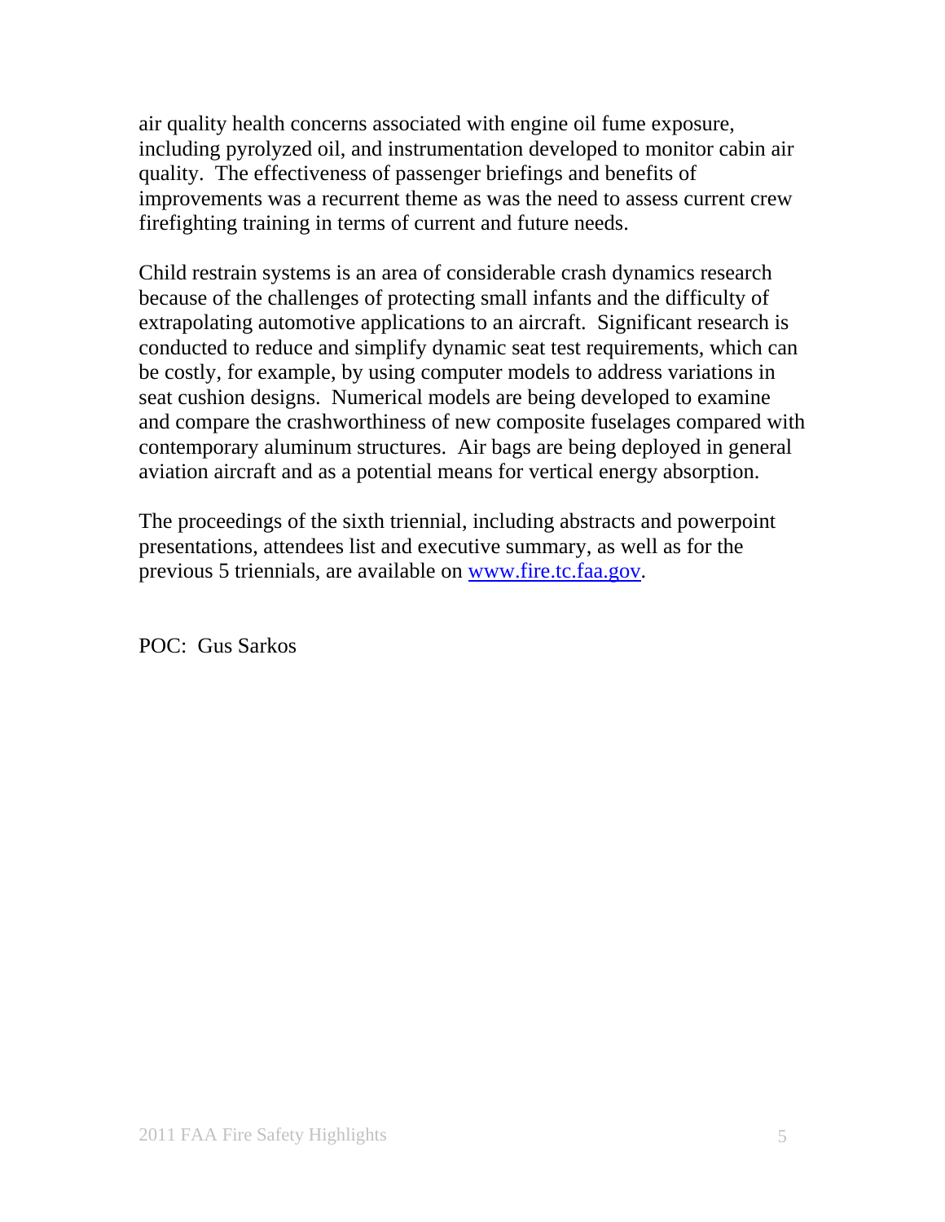air quality health concerns associated with engine oil fume exposure, including pyrolyzed oil, and instrumentation developed to monitor cabin air quality. The effectiveness of passenger briefings and benefits of improvements was a recurrent theme as was the need to assess current crew firefighting training in terms of current and future needs.

Child restrain systems is an area of considerable crash dynamics research because of the challenges of protecting small infants and the difficulty of extrapolating automotive applications to an aircraft. Significant research is conducted to reduce and simplify dynamic seat test requirements, which can be costly, for example, by using computer models to address variations in seat cushion designs. Numerical models are being developed to examine and compare the crashworthiness of new composite fuselages compared with contemporary aluminum structures. Air bags are being deployed in general aviation aircraft and as a potential means for vertical energy absorption.

The proceedings of the sixth triennial, including abstracts and powerpoint presentations, attendees list and executive summary, as well as for the previous 5 triennials, are available on [www.fire.tc.faa.gov](http://www.fire.tc.faa.gov).

POC: Gus Sarkos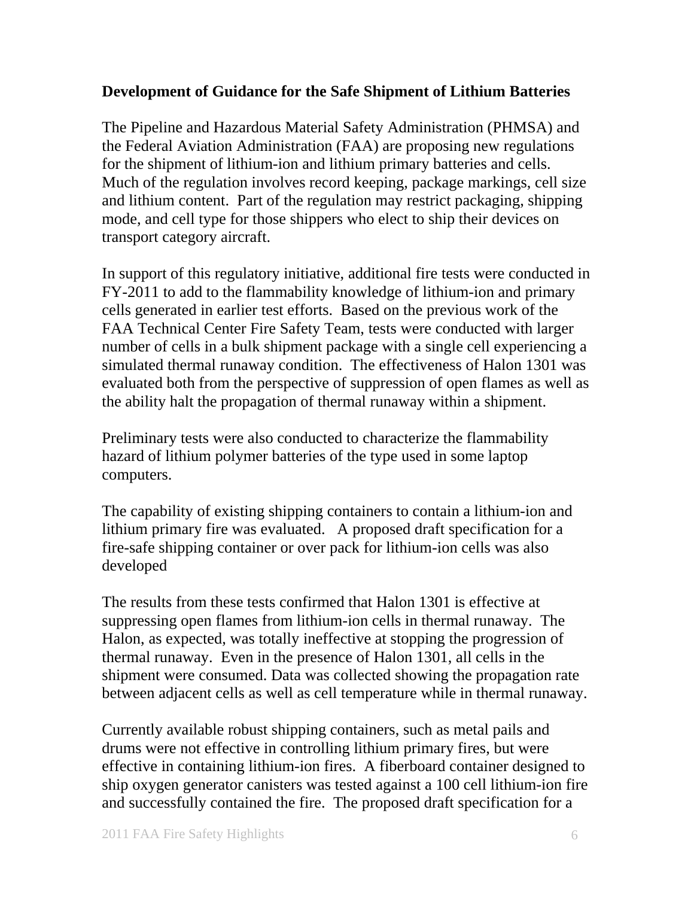**Development of Guidance for the Safe Shipment of Lithium Batteries**

The Pipeline and Hazardous Material Safety Administration (PHMSA) and the Federal Aviation Administration (FAA) are proposing new regulations for the shipment of lithium-ion and lithium primary batteries and cells. Much of the regulation involves record keeping, package markings, cell size and lithium content. Part of the regulation may restrict packaging, shipping mode, and cell type for those shippers who elect to ship their devices on transport category aircraft.

In support of this regulatory initiative, additional fire tests were conducted in FY-2011 to add to the flammability knowledge of lithium-ion and primary cells generated in earlier test efforts. Based on the previous work of the FAA Technical Center Fire Safety Team, tests were conducted with larger number of cells in a bulk shipment package with a single cell experiencing a simulated thermal runaway condition. The effectiveness of Halon 1301 was evaluated both from the perspective of suppression of open flames as well as the ability halt the propagation of thermal runaway within a shipment.

Preliminary tests were also conducted to characterize the flammability hazard of lithium polymer batteries of the type used in some laptop computers.

The capability of existing shipping containers to contain a lithium-ion and lithium primary fire was evaluated. A proposed draft specification for a fire-safe shipping container or over pack for lithium-ion cells was also developed

The results from these tests confirmed that Halon 1301 is effective at suppressing open flames from lithium-ion cells in thermal runaway. The Halon, as expected, was totally ineffective at stopping the progression of thermal runaway. Even in the presence of Halon 1301, all cells in the shipment were consumed. Data was collected showing the propagation rate between adjacent cells as well as cell temperature while in thermal runaway.

Currently available robust shipping containers, such as metal pails and drums were not effective in controlling lithium primary fires, but were effective in containing lithium-ion fires. A fiberboard container designed to ship oxygen generator canisters was tested against a 100 cell lithium-ion fire and successfully contained the fire. The proposed draft specification for a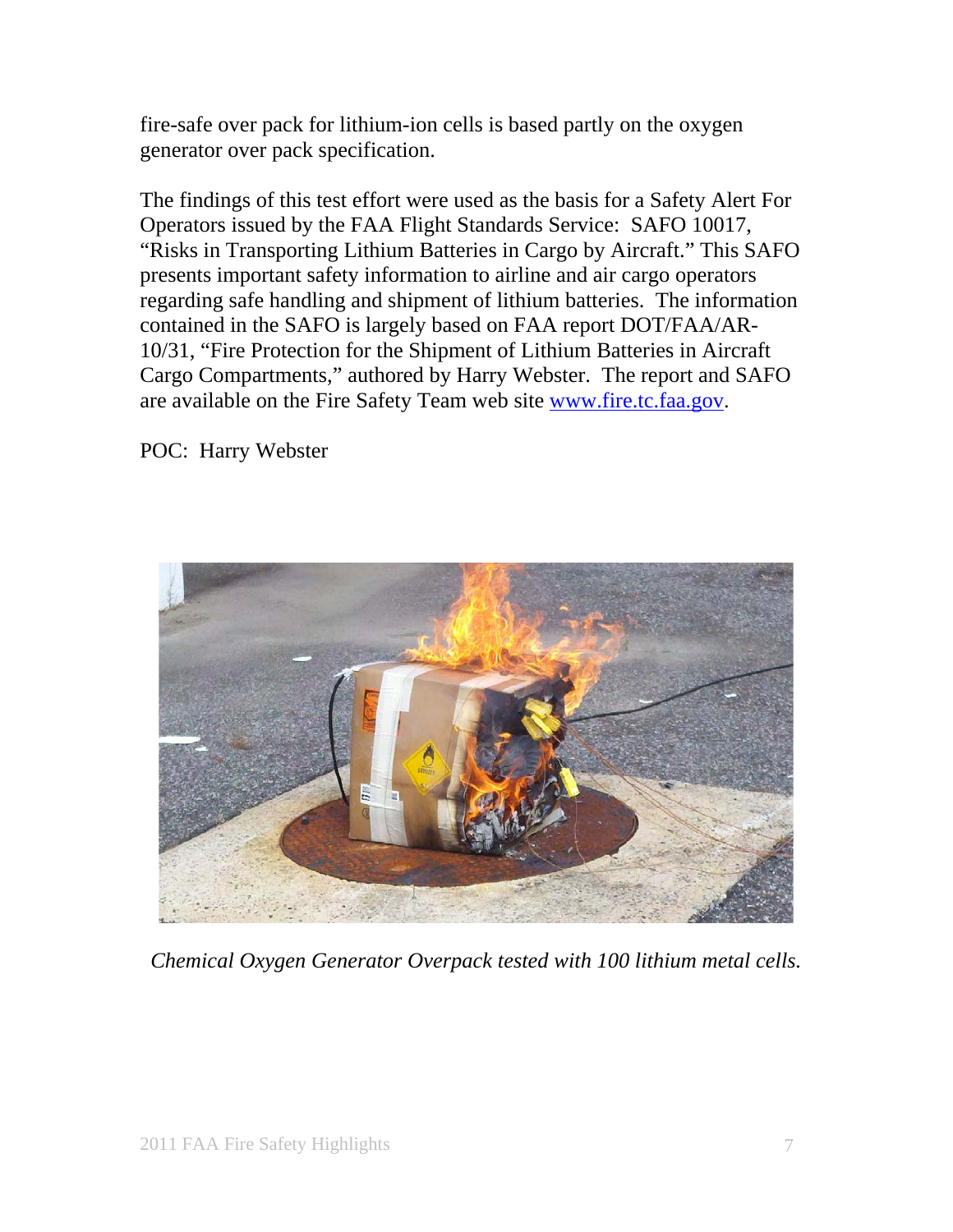fire-safe over pack for lithium-ion cells is based partly on the oxygen generator over pack specification.

The findings of this test effort were used as the basis for a Safety Alert For Operators issued by the FAA Flight Standards Service: SAFO 10017, "Risks in Transporting Lithium Batteries in Cargo by Aircraft." This SAFO presents important safety information to airline and air cargo operators regarding safe handling and shipment of lithium batteries. The information contained in the SAFO is largely based on FAA report DOT/FAA/AR-10/31, "Fire Protection for the Shipment of Lithium Batteries in Aircraft Cargo Compartments," authored by Harry Webster. The report and SAFO are available on the Fire Safety Team web site [www.fire.tc.faa.gov](http://www.fire.tc.faa.gov).

POC: Harry Webster

*Chemical Oxygen Generator Overpack tested with 100 lithium metal cells.*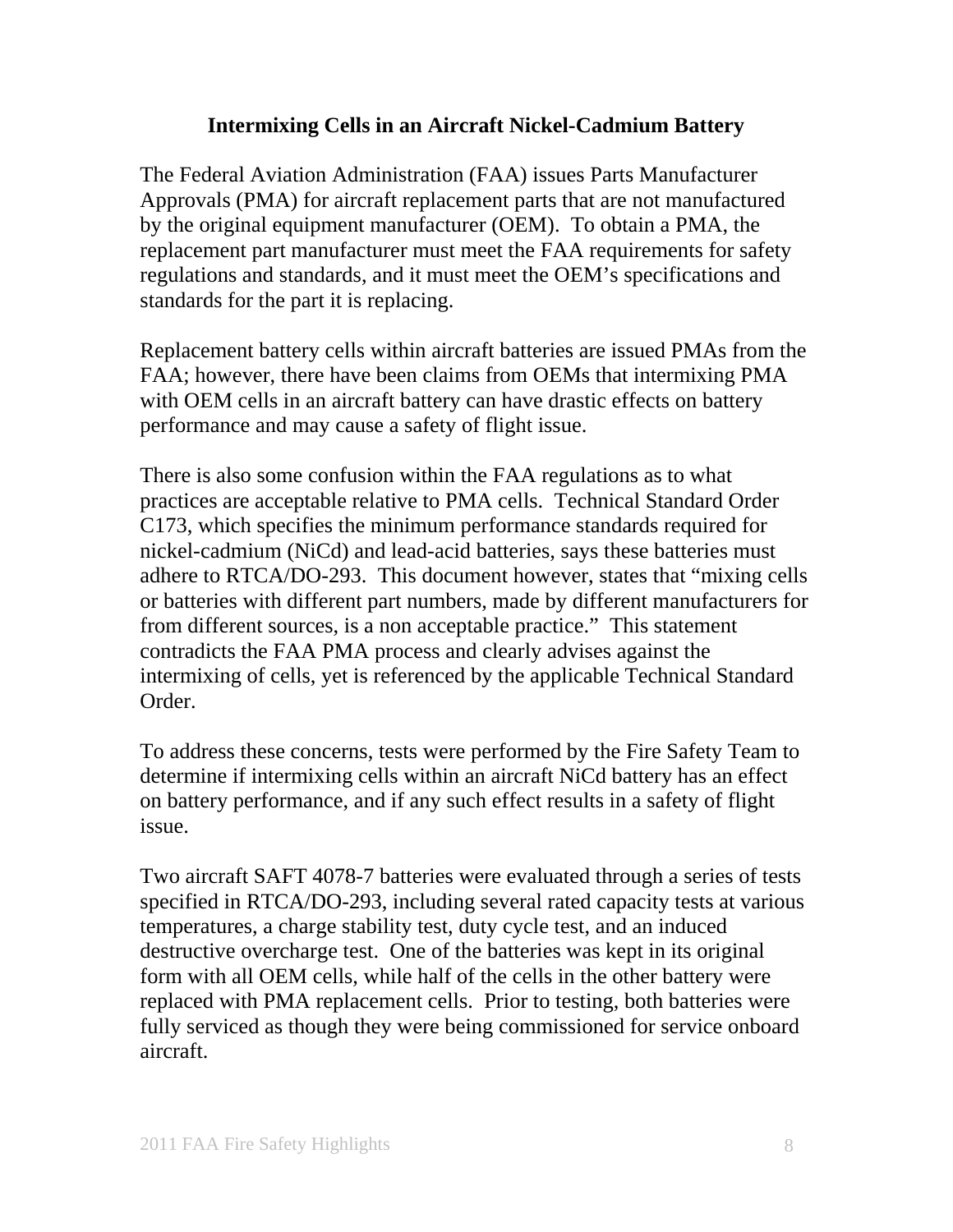**Intermixing Cells in an Aircraft Nickel-Cadmium Battery**

The Federal Aviation Administration (FAA) issues Parts Manufacturer Approvals (PMA) for aircraft replacement parts that are not manufactured by the original equipment manufacturer (OEM). To obtain a PMA, the replacement part manufacturer must meet the FAA requirements for safety regulations and standards, and it must meet the OEM's specifications and standards for the part it is replacing.

Replacement battery cells within aircraft batteries are issued PMAs from the FAA; however, there have been claims from OEMs that intermixing PMA with OEM cells in an aircraft battery can have drastic effects on battery performance and may cause a safety of flight issue.

There is also some confusion within the FAA regulations as to what practices are acceptable relative to PMA cells. Technical Standard Order C173, which specifies the minimum performance standards required for nickel-cadmium (NiCd) and lead-acid batteries, says these batteries must adhere to RTCA/DO-293. This document however, states that "mixing cells or batteries with different part numbers, made by different manufacturers for from different sources, is a non acceptable practice." This statement contradicts the FAA PMA process and clearly advises against the intermixing of cells, yet is referenced by the applicable Technical Standard Order.

To address these concerns, tests were performed by the Fire Safety Team to determine if intermixing cells within an aircraft NiCd battery has an effect on battery performance, and if any such effect results in a safety of flight issue.

Two aircraft SAFT 4078-7 batteries were evaluated through a series of tests specified in RTCA/DO-293, including several rated capacity tests at various temperatures, a charge stability test, duty cycle test, and an induced destructive overcharge test. One of the batteries was kept in its original form with all OEM cells, while half of the cells in the other battery were replaced with PMA replacement cells. Prior to testing, both batteries were fully serviced as though they were being commissioned for service onboard aircraft.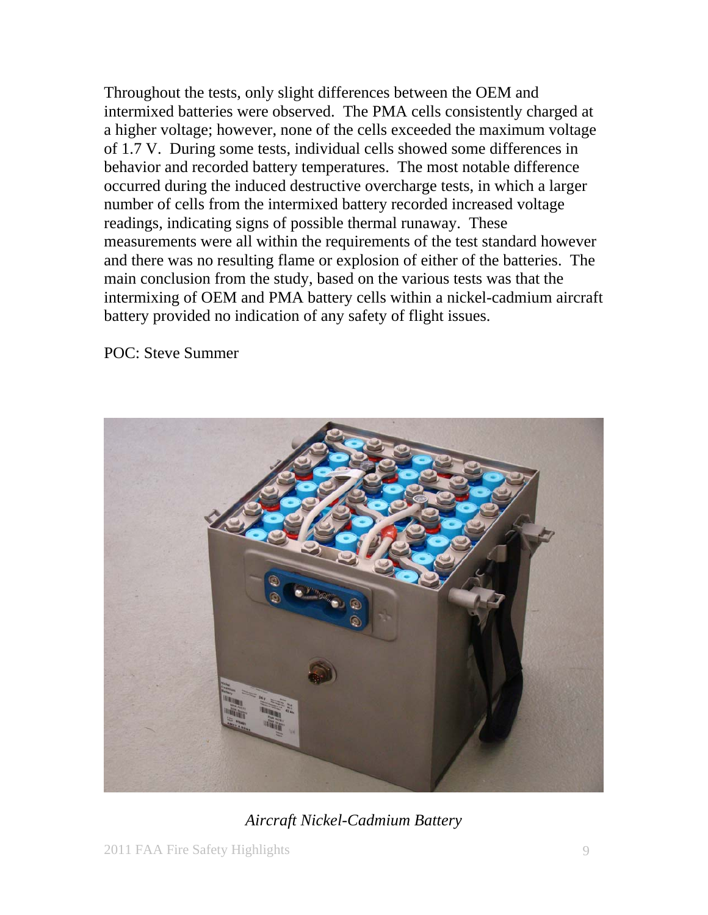Throughout the tests, only slight differences between the OEM and intermixed batteries were observed. The PMA cells consistently charged at a higher voltage; however, none of the cells exceeded the maximum voltage of 1.7 V. During some tests, individual cells showed some differences in behavior and recorded battery temperatures. The most notable difference occurred during the induced destructive overcharge tests, in which a larger number of cells from the intermixed battery recorded increased voltage readings, indicating signs of possible thermal runaway. These measurements were all within the requirements of the test standard however and there was no resulting flame or explosion of either of the batteries. The main conclusion from the study, based on the various tests was that the intermixing of OEM and PMA battery cells within a nickel-cadmium aircraft battery provided no indication of any safety of flight issues.

POC: Steve Summer

*Aircraft Nickel-Cadmium Battery*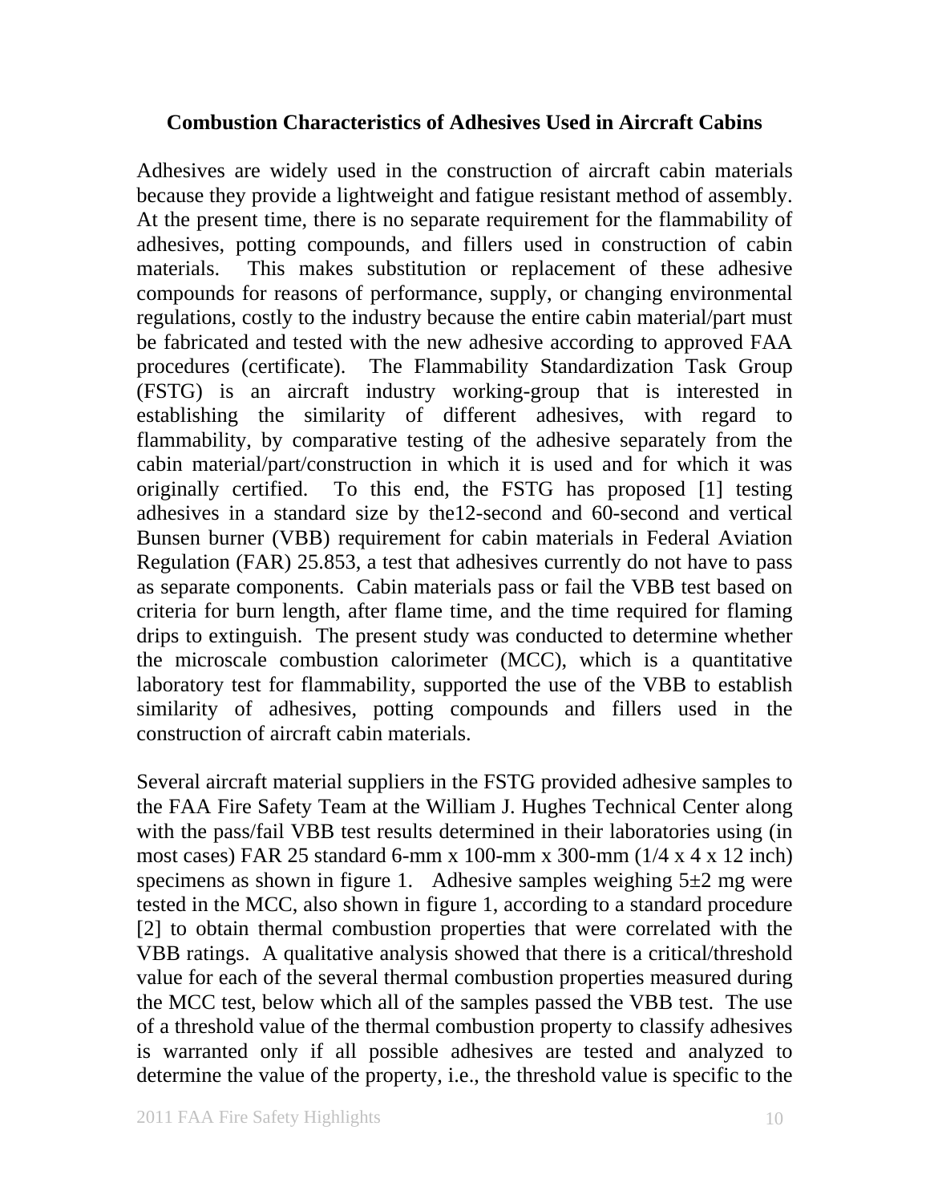### Combustion Characteristics of Adhesives Used in Aircraft Cabins

Adhesives are widely used in the construction of aircraft cabin materials because they provide a lightweight and fatigue resistant method of assembly. At the present time, there is no separate requirement for the flammability of adhesives, potting compounds, and fillers used in construction of cabin materials. This makes substitution or replacement of these adhesive compounds for reasons of performance, supply, or changing environmental regulations, costly to the industry because the entire cabin material/part must be fabricated and tested with the new adhesive according to approved FAA procedures (certificate). The Flammability Standardization Task Group (FSTG) is an aircraft industry working-group that is interested in establishing the similarity of different adhesives, with regard to flammability, by comparative testing of the adhesive separately from the cabin material/part/construction in which it is used and for which it was originally certified. To this end, the FSTG has proposed [1] testing adhesives in a standard size by the12-second and 60-second and vertical Bunsen burner (VBB) requirement for cabin materials in Federal Aviation Regulation (FAR) 25.853, a test that adhesives currently do not have to pass as separate components. Cabin materials pass or fail the VBB test based on criteria for burn length, after flame time, and the time required for flaming drips to extinguish. The present study was conducted to determine whether the microscale combustion calorimeter (MCC), which is a quantitative laboratory test for flammability, supported the use of the VBB to establish similarity of adhesives, potting compounds and fillers used in the construction of aircraft cabin materials.

Several aircraft material suppliers in the FSTG provided adhesive samples to the FAA Fire Safety Team at the William J. Hughes Technical Center along with the pass/fail VBB test results determined in their laboratories using (in most cases) FAR 25 standard 6-mm x 100-mm x 300-mm (1/4 x 4 x 12 inch) specimens as shown in figure 1. Adhesive samples weighing 5±2 mg were tested in the MCC, also shown in figure 1, according to a standard procedure [2] to obtain thermal combustion properties that were correlated with the VBB ratings. A qualitative analysis showed that there is a critical/threshold value for each of the several thermal combustion properties measured during the MCC test, below which all of the samples passed the VBB test. The use of a threshold value of the thermal combustion property to classify adhesives is warranted only if all possible adhesives are tested and analyzed to determine the value of the property, i.e., the threshold value is specific to the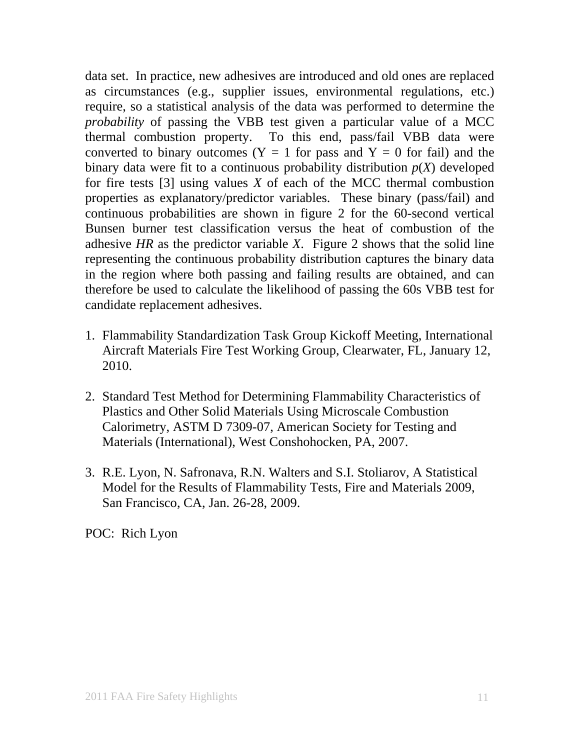data set. In practice, new adhesives are introduced and old ones are replaced as circumstances (e.g., supplier issues, environmental regulations, etc.) require, so a statistical analysis of the data was performed to determine the *probability* of passing the VBB test given a particular value of a MCC thermal combustion property. To this end, pass/fail VBB data were converted to binary outcomes (Y = 1 for pass and Y = 0 for fail) and the binary data were fit to a continuous probability distribution $p(X)$ developed for fire tests [3] using values $X$ of each of the MCC thermal combustion properties as explanatory/predictor variables. These binary (pass/fail) and continuous probabilities are shown in figure 2 for the 60-second vertical Bunsen burner test classification versus the heat of combustion of the adhesive $HR$ as the predictor variable $X$. Figure 2 shows that the solid line representing the continuous probability distribution captures the binary data in the region where both passing and failing results are obtained, and can therefore be used to calculate the likelihood of passing the 60s VBB test for candidate replacement adhesives.

1. Flammability Standardization Task Group Kickoff Meeting, International Aircraft Materials Fire Test Working Group, Clearwater, FL, January 12, 2010.

2. Standard Test Method for Determining Flammability Characteristics of Plastics and Other Solid Materials Using Microscale Combustion Calorimetry, ASTM D 7309-07, American Society for Testing and Materials (International), West Conshohocken, PA, 2007.

3. R.E. Lyon, N. Safronava, R.N. Walters and S.I. Stoliarov, A Statistical Model for the Results of Flammability Tests, Fire and Materials 2009, San Francisco, CA, Jan. 26-28, 2009.

POC: Rich Lyon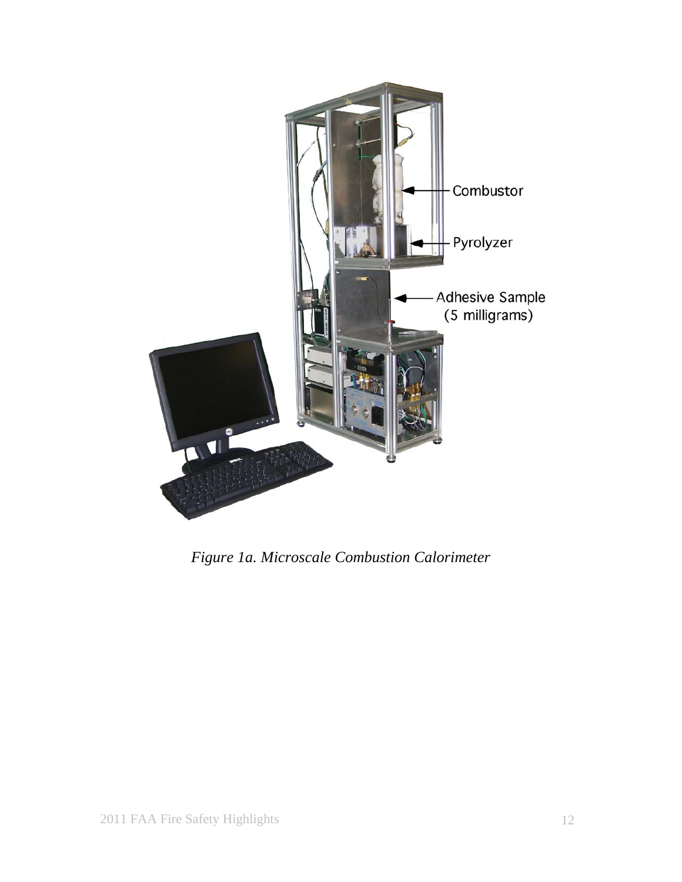*Figure 1a. Microscale Combustion Calorimeter*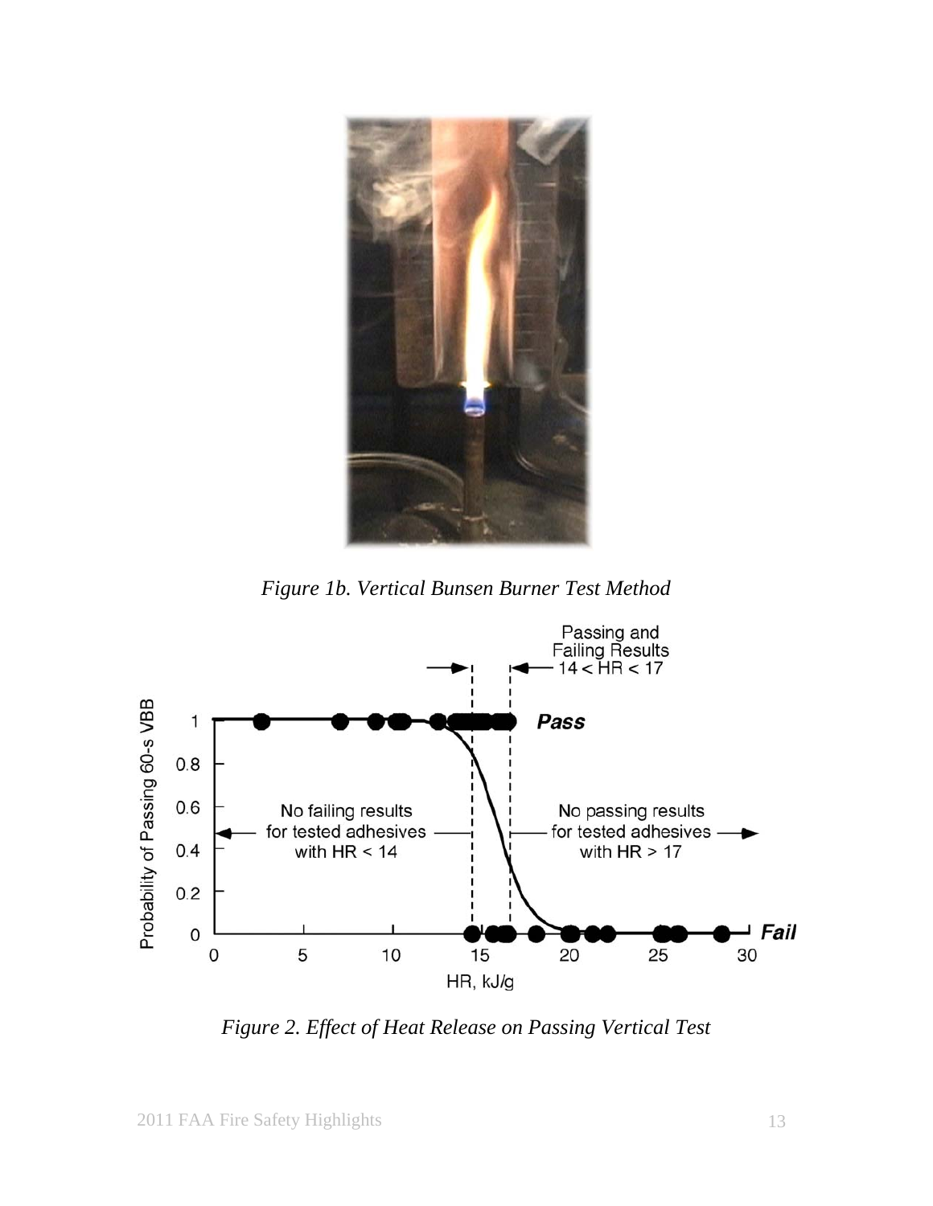*Figure 1b. Vertical Bunsen Burner Test Method*

*Figure 2. Effect of Heat Release on Passing Vertical Test*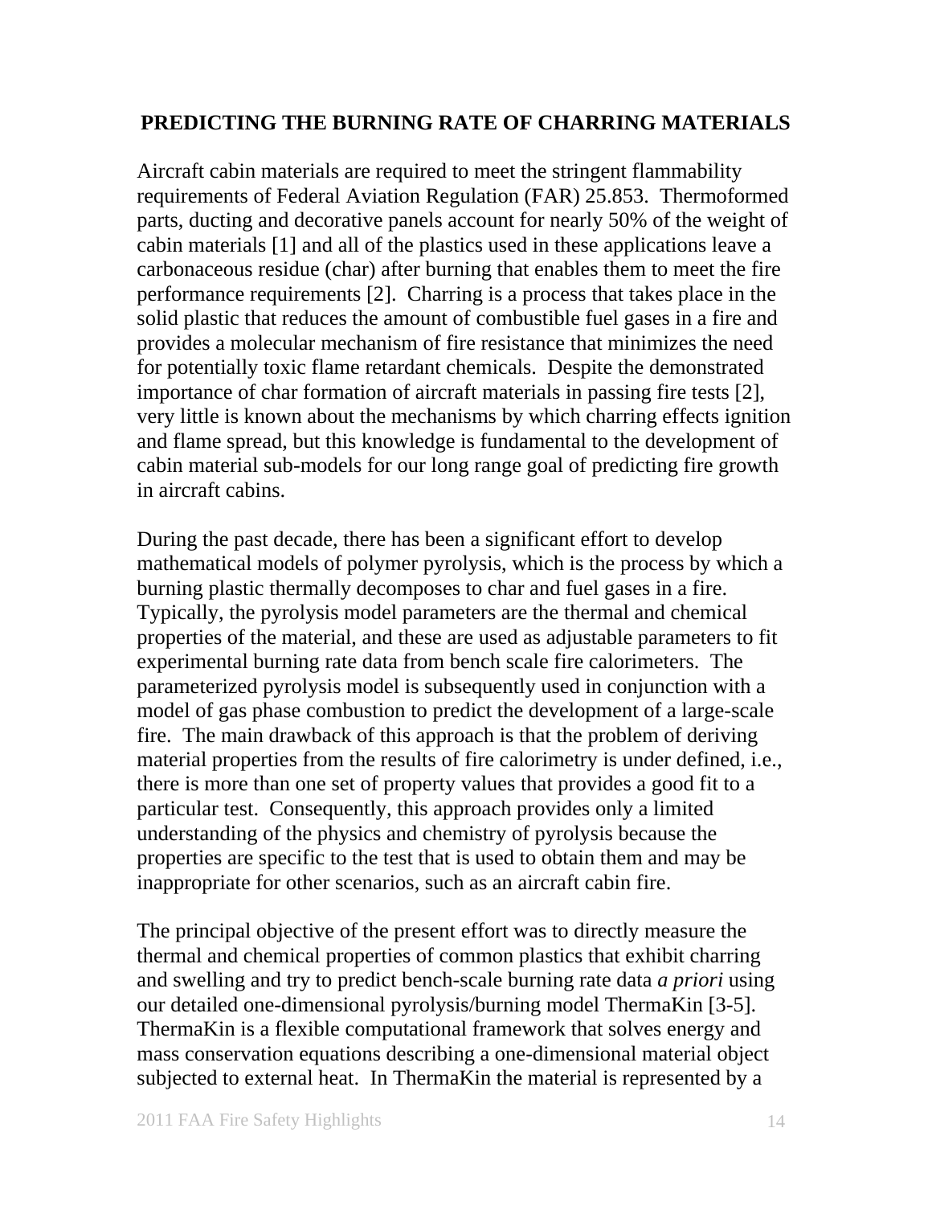## PREDICTING THE BURNING RATE OF CHARRING MATERIALS

Aircraft cabin materials are required to meet the stringent flammability requirements of Federal Aviation Regulation (FAR) 25.853. Thermoformed parts, ducting and decorative panels account for nearly 50% of the weight of cabin materials [1] and all of the plastics used in these applications leave a carbonaceous residue (char) after burning that enables them to meet the fire performance requirements [2]. Charring is a process that takes place in the solid plastic that reduces the amount of combustible fuel gases in a fire and provides a molecular mechanism of fire resistance that minimizes the need for potentially toxic flame retardant chemicals. Despite the demonstrated importance of char formation of aircraft materials in passing fire tests [2], very little is known about the mechanisms by which charring effects ignition and flame spread, but this knowledge is fundamental to the development of cabin material sub-models for our long range goal of predicting fire growth in aircraft cabins.

During the past decade, there has been a significant effort to develop mathematical models of polymer pyrolysis, which is the process by which a burning plastic thermally decomposes to char and fuel gases in a fire. Typically, the pyrolysis model parameters are the thermal and chemical properties of the material, and these are used as adjustable parameters to fit experimental burning rate data from bench scale fire calorimeters. The parameterized pyrolysis model is subsequently used in conjunction with a model of gas phase combustion to predict the development of a large-scale fire. The main drawback of this approach is that the problem of deriving material properties from the results of fire calorimetry is under defined, i.e., there is more than one set of property values that provides a good fit to a particular test. Consequently, this approach provides only a limited understanding of the physics and chemistry of pyrolysis because the properties are specific to the test that is used to obtain them and may be inappropriate for other scenarios, such as an aircraft cabin fire.

The principal objective of the present effort was to directly measure the thermal and chemical properties of common plastics that exhibit charring and swelling and try to predict bench-scale burning rate data *a priori* using our detailed one-dimensional pyrolysis/burning model ThermaKin [3-5]. ThermaKin is a flexible computational framework that solves energy and mass conservation equations describing a one-dimensional material object subjected to external heat. In ThermaKin the material is represented by a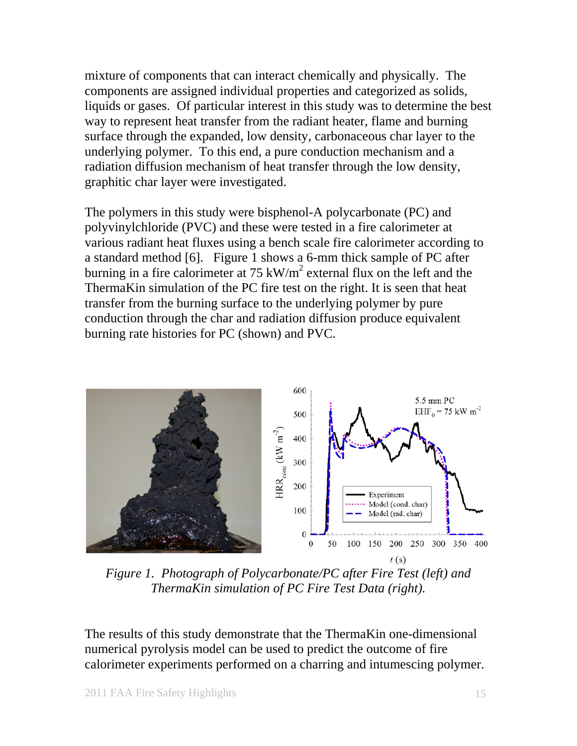mixture of components that can interact chemically and physically. The components are assigned individual properties and categorized as solids, liquids or gases. Of particular interest in this study was to determine the best way to represent heat transfer from the radiant heater, flame and burning surface through the expanded, low density, carbonaceous char layer to the underlying polymer. To this end, a pure conduction mechanism and a radiation diffusion mechanism of heat transfer through the low density, graphitic char layer were investigated.

The polymers in this study were bisphenol-A polycarbonate (PC) and polyvinylchloride (PVC) and these were tested in a fire calorimeter at various radiant heat fluxes using a bench scale fire calorimeter according to a standard method [6]. Figure 1 shows a 6-mm thick sample of PC after burning in a fire calorimeter at 75 $kW/m^2$ external flux on the left and the ThermaKin simulation of the PC fire test on the right. It is seen that heat transfer from the burning surface to the underlying polymer by pure conduction through the char and radiation diffusion produce equivalent burning rate histories for PC (shown) and PVC.

*Figure 1. Photograph of Polycarbonate/PC after Fire Test (left) and ThermaKin simulation of PC Fire Test Data (right).*

The results of this study demonstrate that the ThermaKin one-dimensional numerical pyrolysis model can be used to predict the outcome of fire calorimeter experiments performed on a charring and intumescing polymer.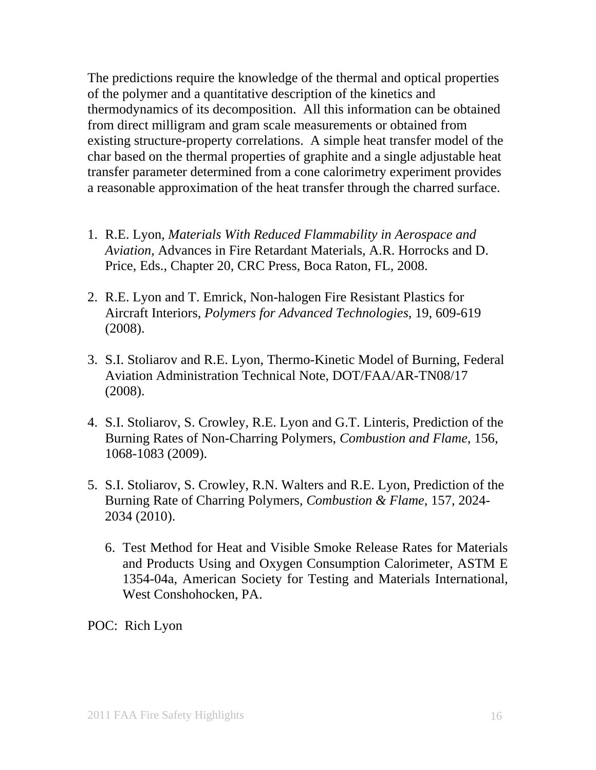The predictions require the knowledge of the thermal and optical properties of the polymer and a quantitative description of the kinetics and thermodynamics of its decomposition. All this information can be obtained from direct milligram and gram scale measurements or obtained from existing structure-property correlations. A simple heat transfer model of the char based on the thermal properties of graphite and a single adjustable heat transfer parameter determined from a cone calorimetry experiment provides a reasonable approximation of the heat transfer through the charred surface.

1. R.E. Lyon, *Materials With Reduced Flammability in Aerospace and Aviation,* Advances in Fire Retardant Materials, A.R. Horrocks and D. Price, Eds., Chapter 20, CRC Press, Boca Raton, FL, 2008.

2. R.E. Lyon and T. Emrick, Non-halogen Fire Resistant Plastics for Aircraft Interiors, *Polymers for Advanced Technologies*, 19, 609-619 (2008).

3. S.I. Stoliarov and R.E. Lyon, Thermo-Kinetic Model of Burning, Federal Aviation Administration Technical Note, DOT/FAA/AR-TN08/17 (2008).

4. S.I. Stoliarov, S. Crowley, R.E. Lyon and G.T. Linteris, Prediction of the Burning Rates of Non-Charring Polymers, *Combustion and Flame*, 156, 1068-1083 (2009).

5. S.I. Stoliarov, S. Crowley, R.N. Walters and R.E. Lyon, Prediction of the Burning Rate of Charring Polymers, *Combustion & Flame*, 157, 2024-2034 (2010).

6. Test Method for Heat and Visible Smoke Release Rates for Materials and Products Using and Oxygen Consumption Calorimeter, ASTM E 1354-04a, American Society for Testing and Materials International, West Conshohocken, PA.

POC: Rich Lyon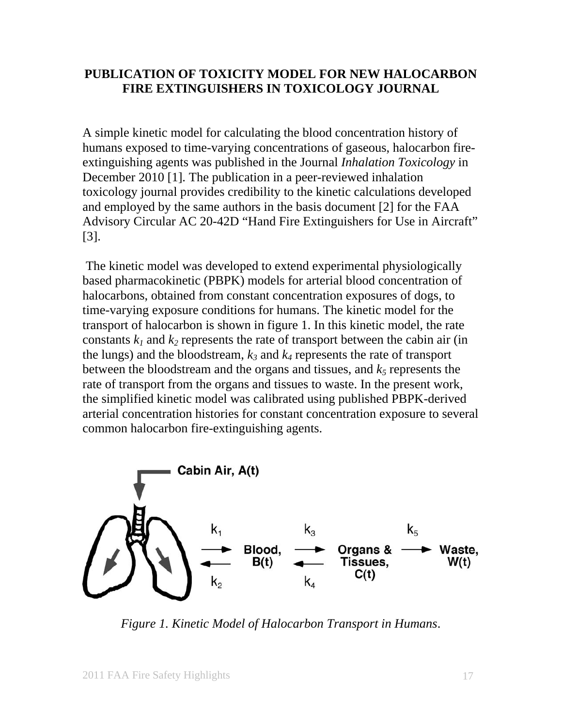# PUBLICATION OF TOXICITY MODEL FOR NEW HALOCARBON FIRE EXTINGUISHERS IN TOXICOLOGY JOURNAL

A simple kinetic model for calculating the blood concentration history of humans exposed to time-varying concentrations of gaseous, halocarbon fire-extinguishing agents was published in the Journal *Inhalation Toxicology* in December 2010 [1]. The publication in a peer-reviewed inhalation toxicology journal provides credibility to the kinetic calculations developed and employed by the same authors in the basis document [2] for the FAA Advisory Circular AC 20-42D "Hand Fire Extinguishers for Use in Aircraft" [3].

The kinetic model was developed to extend experimental physiologically based pharmacokinetic (PBPK) models for arterial blood concentration of halocarbons, obtained from constant concentration exposures of dogs, to time-varying exposure conditions for humans. The kinetic model for the transport of halocarbon is shown in figure 1. In this kinetic model, the rate constants $k_1$ and $k_2$ represents the rate of transport between the cabin air (in the lungs) and the bloodstream, $k_3$ and $k_4$ represents the rate of transport between the bloodstream and the organs and tissues, and $k_5$ represents the rate of transport from the organs and tissues to waste. In the present work, the simplified kinetic model was calibrated using published PBPK-derived arterial concentration histories for constant concentration exposure to several common halocarbon fire-extinguishing agents.

*Figure 1. Kinetic Model of Halocarbon Transport in Humans.*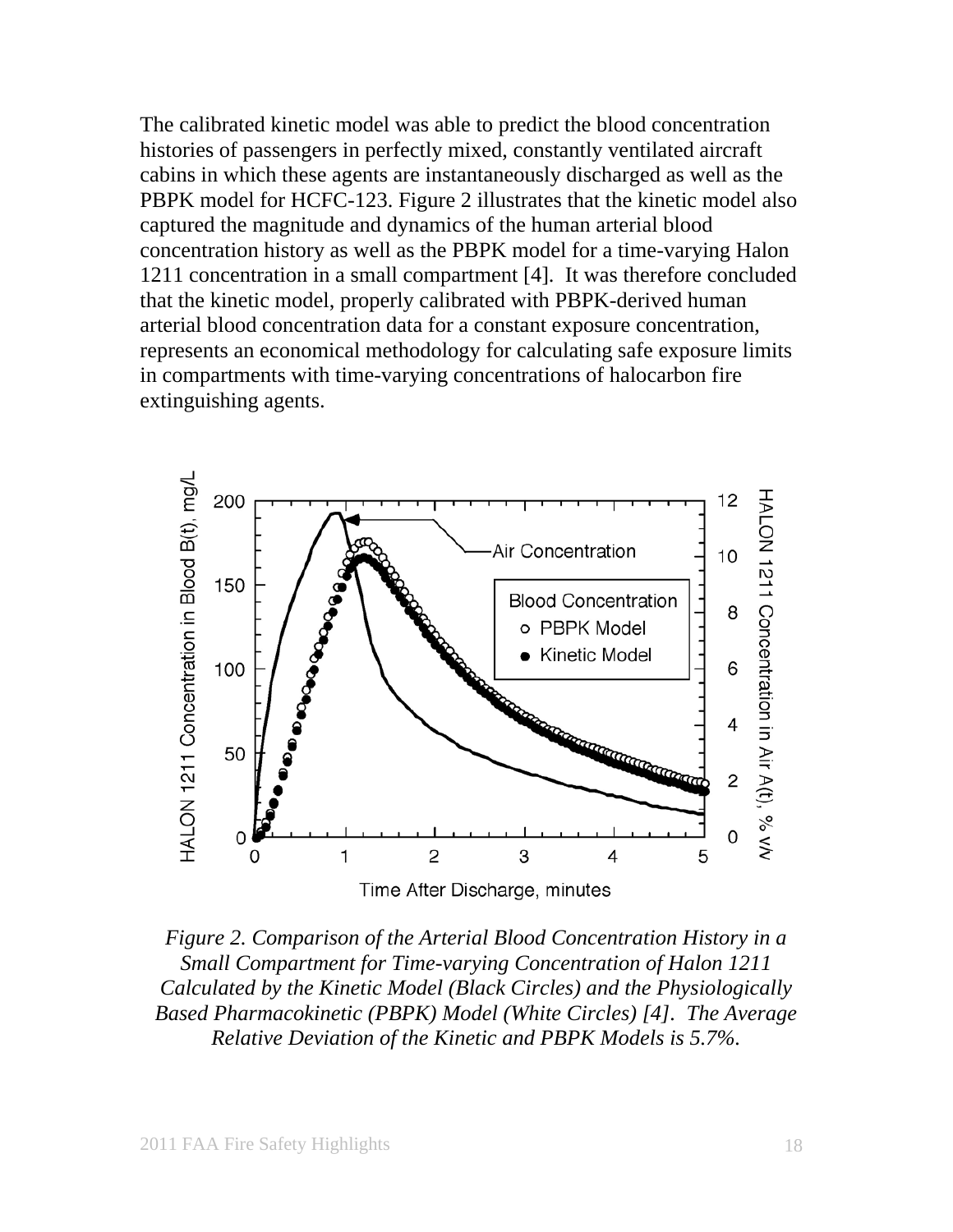The calibrated kinetic model was able to predict the blood concentration histories of passengers in perfectly mixed, constantly ventilated aircraft cabins in which these agents are instantaneously discharged as well as the PBPK model for HCFC-123. Figure 2 illustrates that the kinetic model also captured the magnitude and dynamics of the human arterial blood concentration history as well as the PBPK model for a time-varying Halon 1211 concentration in a small compartment [4]. It was therefore concluded that the kinetic model, properly calibrated with PBPK-derived human arterial blood concentration data for a constant exposure concentration, represents an economical methodology for calculating safe exposure limits in compartments with time-varying concentrations of halocarbon fire extinguishing agents.

*Figure 2. Comparison of the Arterial Blood Concentration History in a Small Compartment for Time-varying Concentration of Halon 1211 Calculated by the Kinetic Model (Black Circles) and the Physiologically Based Pharmacokinetic (PBPK) Model (White Circles) [4]. The Average Relative Deviation of the Kinetic and PBPK Models is 5.7%.*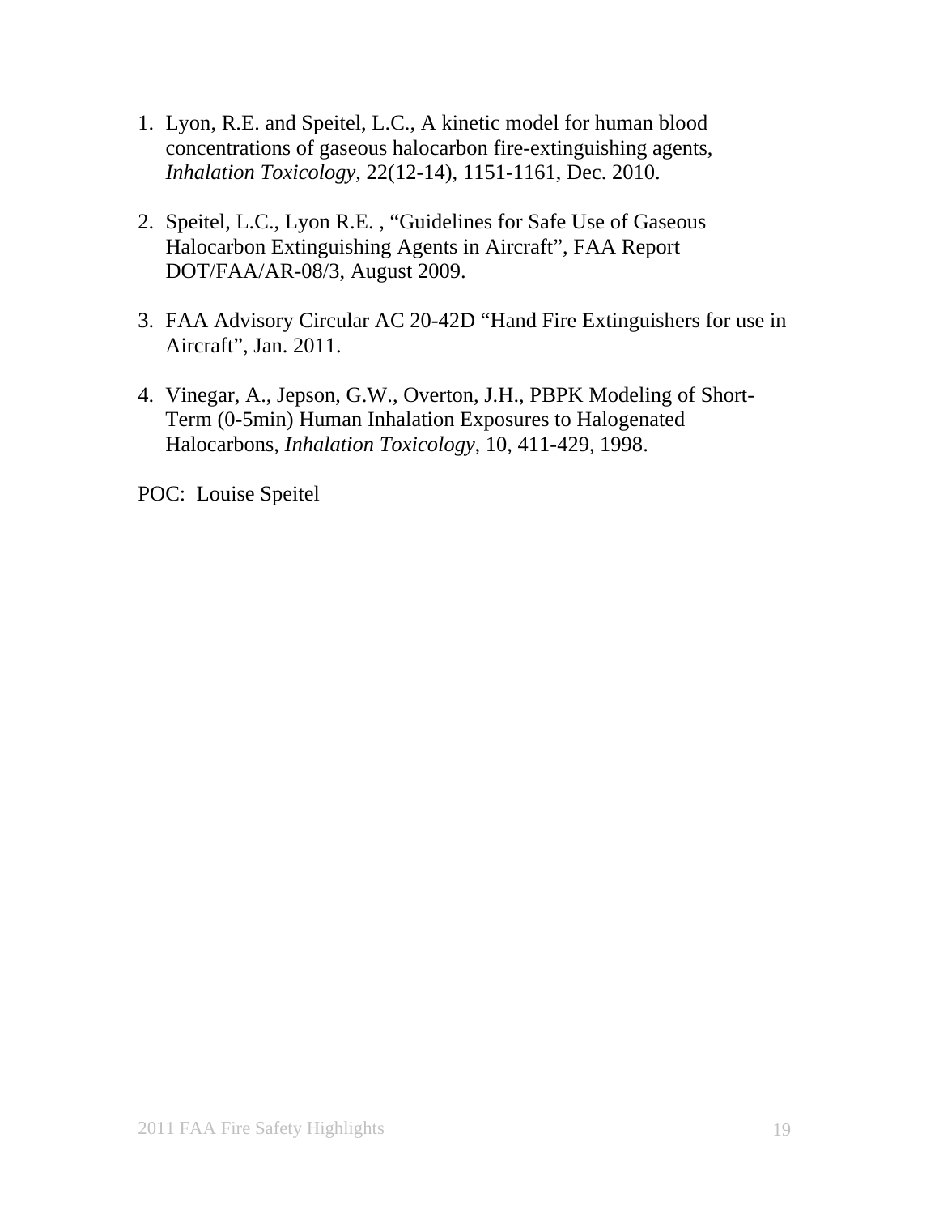1. Lyon, R.E. and Speitel, L.C., A kinetic model for human blood concentrations of gaseous halocarbon fire-extinguishing agents, *Inhalation Toxicology*, 22(12-14), 1151-1161, Dec. 2010.

2. Speitel, L.C., Lyon R.E. , "Guidelines for Safe Use of Gaseous Halocarbon Extinguishing Agents in Aircraft", FAA Report DOT/FAA/AR-08/3, August 2009.

3. FAA Advisory Circular AC 20-42D "Hand Fire Extinguishers for use in Aircraft", Jan. 2011.

4. Vinegar, A., Jepson, G.W., Overton, J.H., PBPK Modeling of Short-Term (0-5min) Human Inhalation Exposures to Halogenated Halocarbons, *Inhalation Toxicology*, 10, 411-429, 1998.

POC: Louise Speitel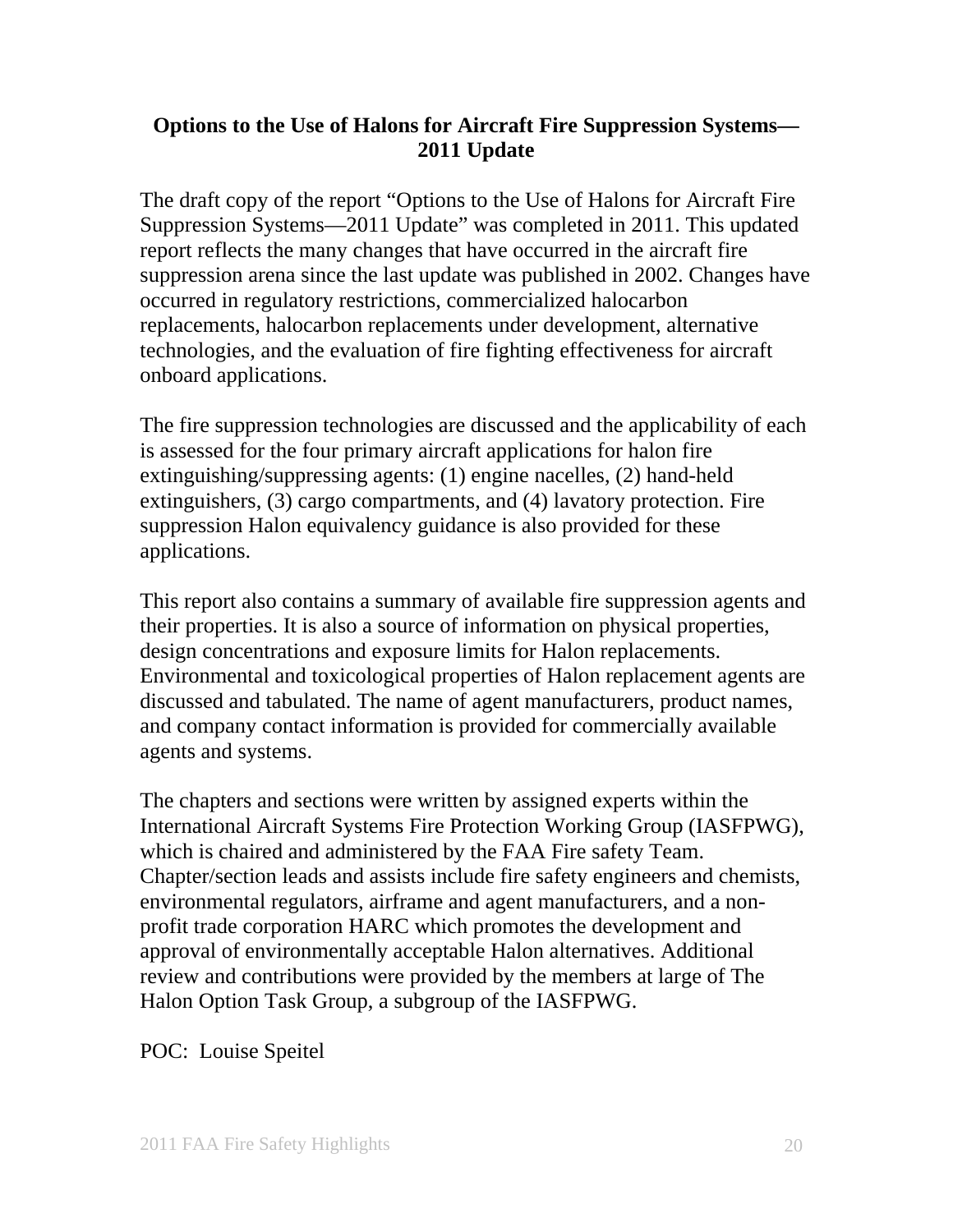## Options to the Use of Halons for Aircraft Fire Suppression Systems—2011 Update

The draft copy of the report "Options to the Use of Halons for Aircraft Fire Suppression Systems—2011 Update" was completed in 2011. This updated report reflects the many changes that have occurred in the aircraft fire suppression arena since the last update was published in 2002. Changes have occurred in regulatory restrictions, commercialized halocarbon replacements, halocarbon replacements under development, alternative technologies, and the evaluation of fire fighting effectiveness for aircraft onboard applications.

The fire suppression technologies are discussed and the applicability of each is assessed for the four primary aircraft applications for halon fire extinguishing/suppressing agents: (1) engine nacelles, (2) hand-held extinguishers, (3) cargo compartments, and (4) lavatory protection. Fire suppression Halon equivalency guidance is also provided for these applications.

This report also contains a summary of available fire suppression agents and their properties. It is also a source of information on physical properties, design concentrations and exposure limits for Halon replacements. Environmental and toxicological properties of Halon replacement agents are discussed and tabulated. The name of agent manufacturers, product names, and company contact information is provided for commercially available agents and systems.

The chapters and sections were written by assigned experts within the International Aircraft Systems Fire Protection Working Group (IASFPWG), which is chaired and administered by the FAA Fire safety Team. Chapter/section leads and assists include fire safety engineers and chemists, environmental regulators, airframe and agent manufacturers, and a non-profit trade corporation HARC which promotes the development and approval of environmentally acceptable Halon alternatives. Additional review and contributions were provided by the members at large of The Halon Option Task Group, a subgroup of the IASFPWG.

POC: Louise Speitel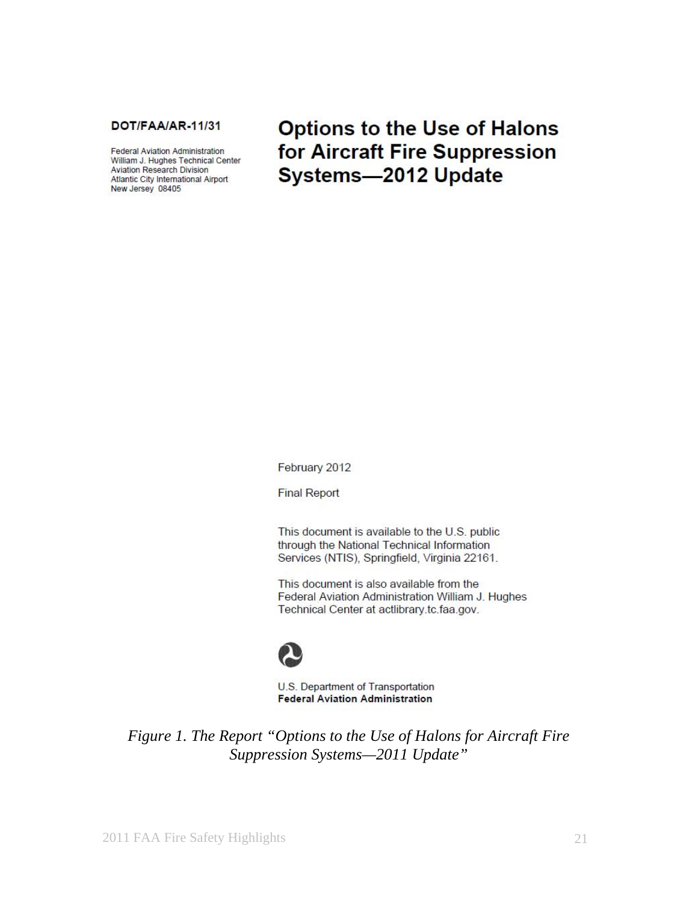**DOT/FAA/AR-11/31**

Federal Aviation Administration
William J. Hughes Technical Center
Aviation Research Division
Atlantic City International Airport
New Jersey 08405

# Options to the Use of Halons for Aircraft Fire Suppression Systems—2012 Update

February 2012

Final Report

This document is available to the U.S. public through the National Technical Information Services (NTIS), Springfield, Virginia 22161.

This document is also available from the Federal Aviation Administration William J. Hughes Technical Center at actlibrary.tc.faa.gov.

U.S. Department of Transportation
**Federal Aviation Administration**

*Figure 1. The Report "Options to the Use of Halons for Aircraft Fire Suppression Systems—2011 Update"*